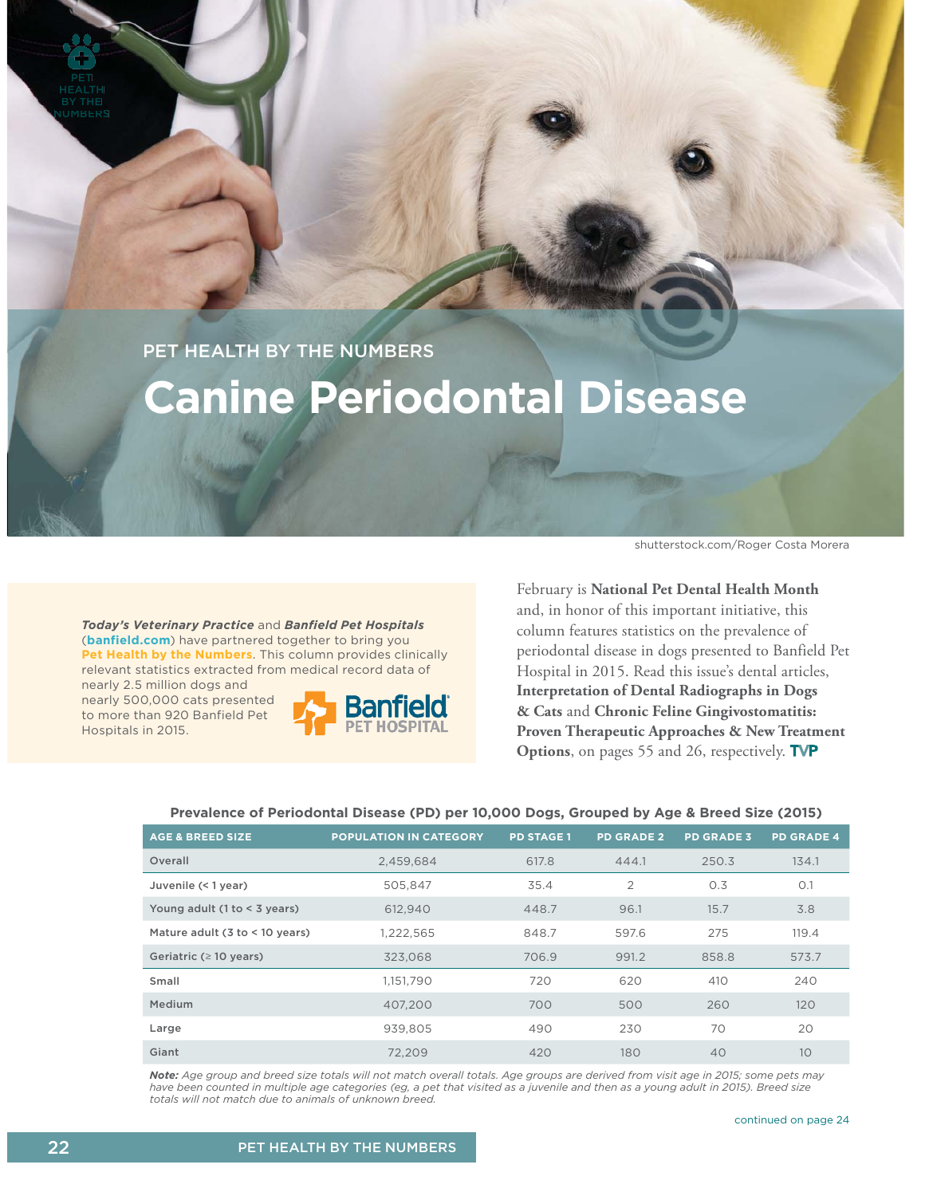PET HEALTH BY THE NUMBERS

# Canine Periodontal Disease

shutterstock.com/Roger Costa Morera

***Today's Veterinary Practice*** and **Banfield Pet Hospitals** (**banfield.com**) have partnered together to bring you **Pet Health by the Numbers**. This column provides clinically relevant statistics extracted from medical record data of nearly 2.5 million dogs and nearly 500,000 cats presented to more than 920 Banfield Pet Hospitals in 2015.

February is **National Pet Dental Health Month** and, in honor of this important initiative, this column features statistics on the prevalence of periodontal disease in dogs presented to Banfield Pet Hospital in 2015. Read this issue's dental articles, **Interpretation of Dental Radiographs in Dogs & Cats** and **Chronic Feline Gingivostomatitis: Proven Therapeutic Approaches & New Treatment Options**, on pages 55 and 26, respectively. **TVP**

**Prevalence of Periodontal Disease (PD) per 10,000 Dogs, Grouped by Age & Breed Size (2015)**

| AGE & BREED SIZE | POPULATION IN CATEGORY | PD STAGE 1 | PD GRADE 2 | PD GRADE 3 | PD GRADE 4 |
|---|---|---|---|---|---|
| Overall | 2,459,684 | 617.8 | 444.1 | 250.3 | 134.1 |
| Juvenile (< 1 year) | 505,847 | 35.4 | 2 | 0.3 | 0.1 |
| Young adult (1 to < 3 years) | 612,940 | 448.7 | 96.1 | 15.7 | 3.8 |
| Mature adult (3 to < 10 years) | 1,222,565 | 848.7 | 597.6 | 275 | 119.4 |
| Geriatric (≥ 10 years) | 323,068 | 706.9 | 991.2 | 858.8 | 573.7 |
| Small | 1,151,790 | 720 | 620 | 410 | 240 |
| Medium | 407,200 | 700 | 500 | 260 | 120 |
| Large | 939,805 | 490 | 230 | 70 | 20 |
| Giant | 72,209 | 420 | 180 | 40 | 10 |

***Note:*** *Age group and breed size totals will not match overall totals. Age groups are derived from visit age in 2015; some pets may have been counted in multiple age categories (eg, a pet that visited as a juvenile and then as a young adult in 2015). Breed size totals will not match due to animals of unknown breed.*

continued on page 24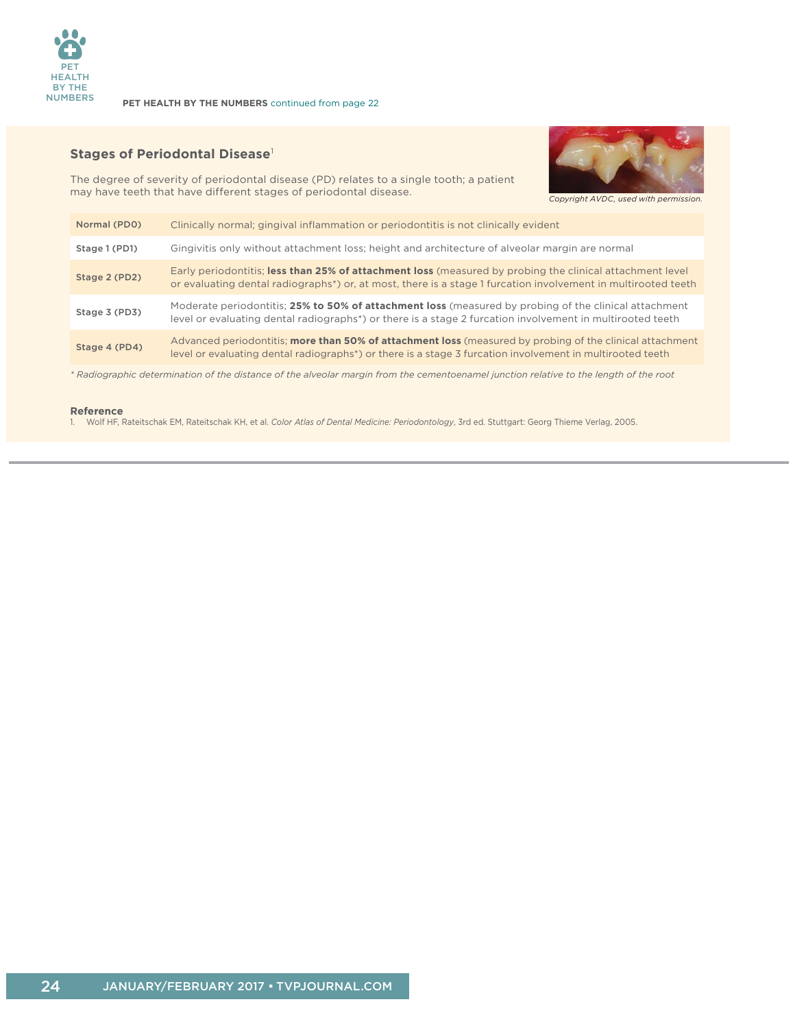PET HEALTH BY THE NUMBERS continued from page 22

## Stages of Periodontal Disease[1]

The degree of severity of periodontal disease (PD) relates to a single tooth; a patient may have teeth that have different stages of periodontal disease.

*Copyright AVDC, used with permission.*

| | |
|---|---|
| **Normal (PD0)** | Clinically normal; gingival inflammation or periodontitis is not clinically evident |
| **Stage 1 (PD1)** | Gingivitis only without attachment loss; height and architecture of alveolar margin are normal |
| **Stage 2 (PD2)** | Early periodontitis; **less than 25% of attachment loss** (measured by probing the clinical attachment level or evaluating dental radiographs*) or, at most, there is a stage 1 furcation involvement in multirooted teeth |
| **Stage 3 (PD3)** | Moderate periodontitis; **25% to 50% of attachment loss** (measured by probing of the clinical attachment level or evaluating dental radiographs*) or there is a stage 2 furcation involvement in multirooted teeth |
| **Stage 4 (PD4)** | Advanced periodontitis; **more than 50% of attachment loss** (measured by probing of the clinical attachment level or evaluating dental radiographs*) or there is a stage 3 furcation involvement in multirooted teeth |

*\* Radiographic determination of the distance of the alveolar margin from the cementoenamel junction relative to the length of the root*

### Reference

1. Wolf HF, Rateitschak EM, Rateitschak KH, et al. *Color Atlas of Dental Medicine: Periodontology*, 3rd ed. Stuttgart: Georg Thieme Verlag, 2005.